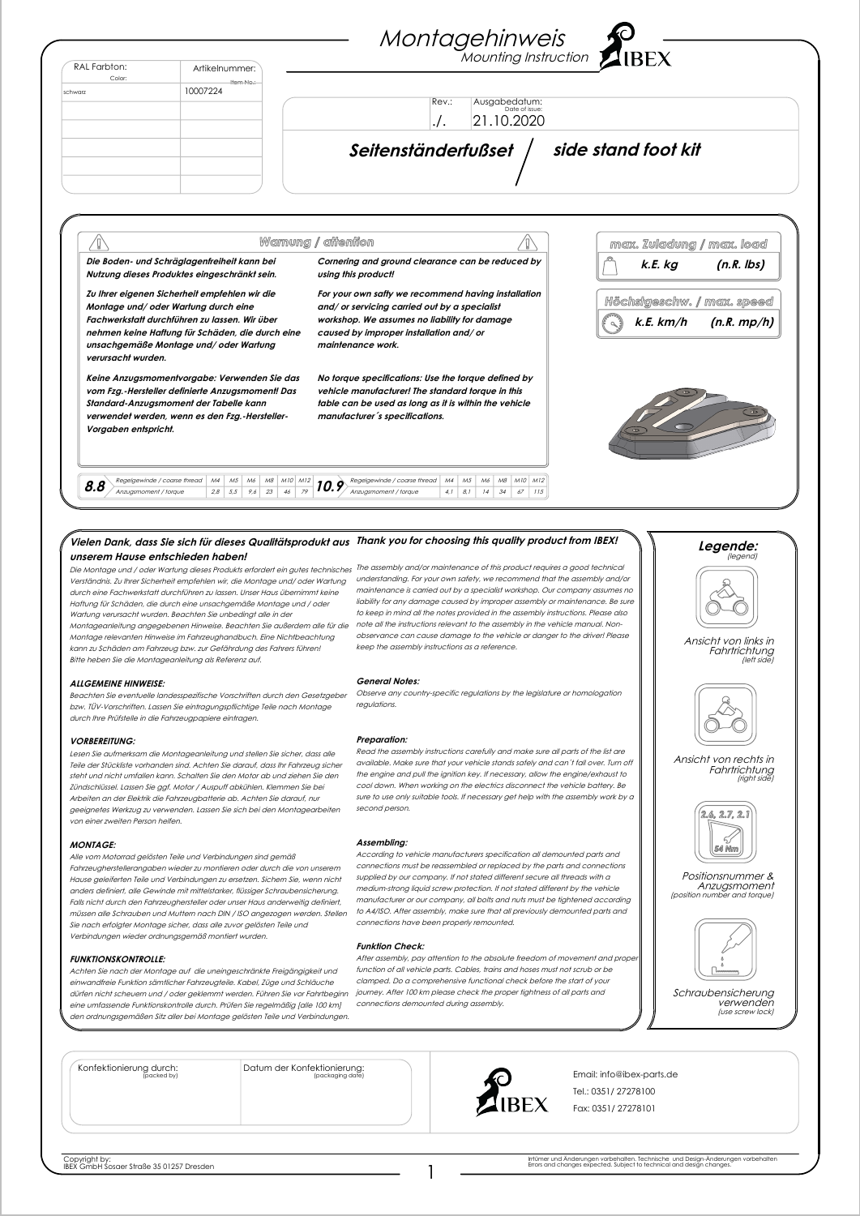# Montagehinweis
*Mounting Instruction*

IBEX

| RAL Farbton: (Color) | Artikelnummer: (Item No.) |
|---|---|
| schwarz | 10007224 |

| Rev.: | Ausgabedatum: (Date of issue) |
|---|---|
| ./. | 21.10.2020 |

## *Seitenständerfußset / side stand foot kit*

### Warnung / attention

***Die Boden- und Schräglagenfreiheit kann bei Nutzung dieses Produktes eingeschränkt sein.***

***Cornering and ground clearance can be reduced by using this product!***

***Zu Ihrer eigenen Sicherheit empfehlen wir die Montage und/ oder Wartung durch eine Fachwerkstatt durchführen zu lassen. Wir über nehmen keine Haftung für Schäden, die durch eine unsachgemäße Montage und/ oder Wartung verursacht wurden.***

***For your own safty we recommend having installation and/ or servicing carried out by a specialist workshop. We assumes no liability for damage caused by improper installation and/ or maintenance work.***

***Keine Anzugsmomentvorgabe: Verwenden Sie das vom Fzg.-Hersteller definierte Anzugsmoment! Das Standard-Anzugsmoment der Tabelle kann verwendet werden, wenn es den Fzg.-Hersteller-Vorgaben entspricht.***

***No torque specifications: Use the torque defined by vehicle manufacturer! The standard torque in this table can be used as long as it is within the vehicle manufacturer´s specifications.***

| 8.8 | M4 | M5 | M6 | M8 | M10 | M12 |
|---|---|---|---|---|---|---|
| Regelgewinde / coarse thread – Anzugsmoment / torque | 2,8 | 5,5 | 9,6 | 23 | 46 | 79 |

| 10.9 | M4 | M5 | M6 | M8 | M10 | M12 |
|---|---|---|---|---|---|---|
| Regelgewinde / coarse thread – Anzugsmoment / torque | 4,1 | 8,1 | 14 | 34 | 67 | 115 |

**max. Zuladung / max. load:** k.E. kg (n.R. lbs)

**Höchstgeschw. / max. speed:** k.E. km/h (n.R. mp/h)

### *Vielen Dank, dass Sie sich für dieses Qualitätsprodukt aus unserem Hause entschieden haben!*

*Die Montage und / oder Wartung dieses Produkts erfordert ein gutes technisches Verständnis. Zu Ihrer Sicherheit empfehlen wir, die Montage und/ oder Wartung durch eine Fachwerkstatt durchführen zu lassen. Unser Haus übernimmt keine Haftung für Schäden, die durch eine unsachgemäße Montage und / oder Wartung verursacht wurden. Beachten Sie unbedingt alle in der Montageanleitung angegebenen Hinweise. Beachten Sie außerdem alle für die Montage relevanten Hinweise im Fahrzeughandbuch. Eine Nichtbeachtung kann zu Schäden am Fahrzeug bzw. zur Gefährdung des Fahrers führen! Bitte heben Sie die Montageanleitung als Referenz auf.*

**ALLGEMEINE HINWEISE:**

*Beachten Sie eventuelle landesspezifische Vorschriften durch den Gesetzgeber bzw. TÜV-Vorschriften. Lassen Sie eintragungspflichtige Teile nach Montage durch Ihre Prüfstelle in die Fahrzeugpapiere eintragen.*

**VORBEREITUNG:**

*Lesen Sie aufmerksam die Montageanleitung und stellen Sie sicher, dass alle Teile der Stückliste vorhanden sind. Achten Sie darauf, dass Ihr Fahrzeug sicher steht und nicht umfallen kann. Schalten Sie den Motor ab und ziehen Sie den Zündschlüssel. Lassen Sie ggf. Motor / Auspuff abkühlen. Klemmen Sie bei Arbeiten an der Elektrik die Fahrzeugbatterie ab. Achten Sie darauf, nur geeignetes Werkzeug zu verwenden. Lassen Sie sich bei den Montagearbeiten von einer zweiten Person helfen.*

**MONTAGE:**

*Alle vom Motorrad gelösten Teile und Verbindungen sind gemäß Fahrzeugherstellerangaben wieder zu montieren oder durch die von unserem Hause gelieferten Teile und Verbindungen zu ersetzen. Sichern Sie, wenn nicht anders definiert, alle Gewinde mit mittelstarker, flüssiger Schraubensicherung. Falls nicht durch den Fahrzeughersteller oder unser Haus anderweitig definiert, müssen alle Schrauben und Muttern nach DIN / ISO angezogen werden. Stellen Sie nach erfolgter Montage sicher, dass alle zuvor gelösten Teile und Verbindungen wieder ordnungsgemäß montiert wurden.*

**FUNKTIONSKONTROLLE:**

*Achten Sie nach der Montage auf die uneingeschränkte Freigängigkeit und einwandfreie Funktion sämtlicher Fahrzeugteile. Kabel, Züge und Schläuche dürfen nicht scheuern und / oder geklemmt werden. Führen Sie vor Fahrtbeginn eine umfassende Funktionskontrolle durch. Prüfen Sie regelmäßig [alle 100 km] den ordnungsgemäßen Sitz aller bei Montage gelösten Teile und Verbindungen.*

### *Thank you for choosing this quality product from IBEX!*

*The assembly and/or maintenance of this product requires a good technical understanding. For your own safety, we recommend that the assembly and/or maintenance is carried out by a specialist workshop. Our company assumes no liability for any damage caused by improper assembly or maintenance. Be sure to keep in mind all the notes provided in the assembly instructions. Please also note all the instructions relevant to the assembly in the vehicle manual. Non-observance can cause damage to the vehicle or danger to the driver! Please keep the assembly instructions as a reference.*

**General Notes:**

*Observe any country-specific regulations by the legislature or homologation regulations.*

**Preparation:**

*Read the assembly instructions carefully and make sure all parts of the list are available. Make sure that your vehicle stands safely and can´t fall over. Turn off the engine and pull the ignition key. If necessary, allow the engine/exhaust to cool down. When working on the electrics disconnect the vehicle battery. Be sure to use only suitable tools. If necessary get help with the assembly work by a second person.*

**Assembling:**

*According to vehicle manufacturers specification all demounted parts and connections must be reassembled or replaced by the parts and connections supplied by our company. If not stated different secure all threads with a medium-strong liquid screw protection. If not stated different by the vehicle manufacturer or our company, all bolts and nuts must be tightened according to A4/ISO. After assembly, make sure that all previously demounted parts and connections have been properly remounted.*

**Funktion Check:**

*After assembly, pay attention to the absolute freedom of movement and proper function of all vehicle parts. Cables, trains and hoses must not scrub or be clamped. Do a comprehensive functional check before the start of your journey. After 100 km please check the proper tightness of all parts and connections demounted during assembly.*

### *Legende:* (legend)

- Ansicht von links in Fahrtrichtung (left side)
- Ansicht von rechts in Fahrtrichtung (right side)
- 2.6, 2.7, 2.1 / 54 Nm – Positionsnummer & Anzugsmoment (position number and torque)
- Schraubensicherung verwenden (use screw lock)

| Konfektionierung durch: (packed by) | Datum der Konfektionierung: (packaging date) |
|---|---|
| | |

IBEX

Email: info@ibex-parts.de

Tel.: 0351/ 27278100

Fax: 0351/ 27278101

Copyright by:
IBEX GmbH Sosaer Straße 35 01257 Dresden

Irrtümer und Änderungen vorbehalten. Technische und Design-Änderungen vorbehalten
Errors and changes expected. Subject to technical and design changes.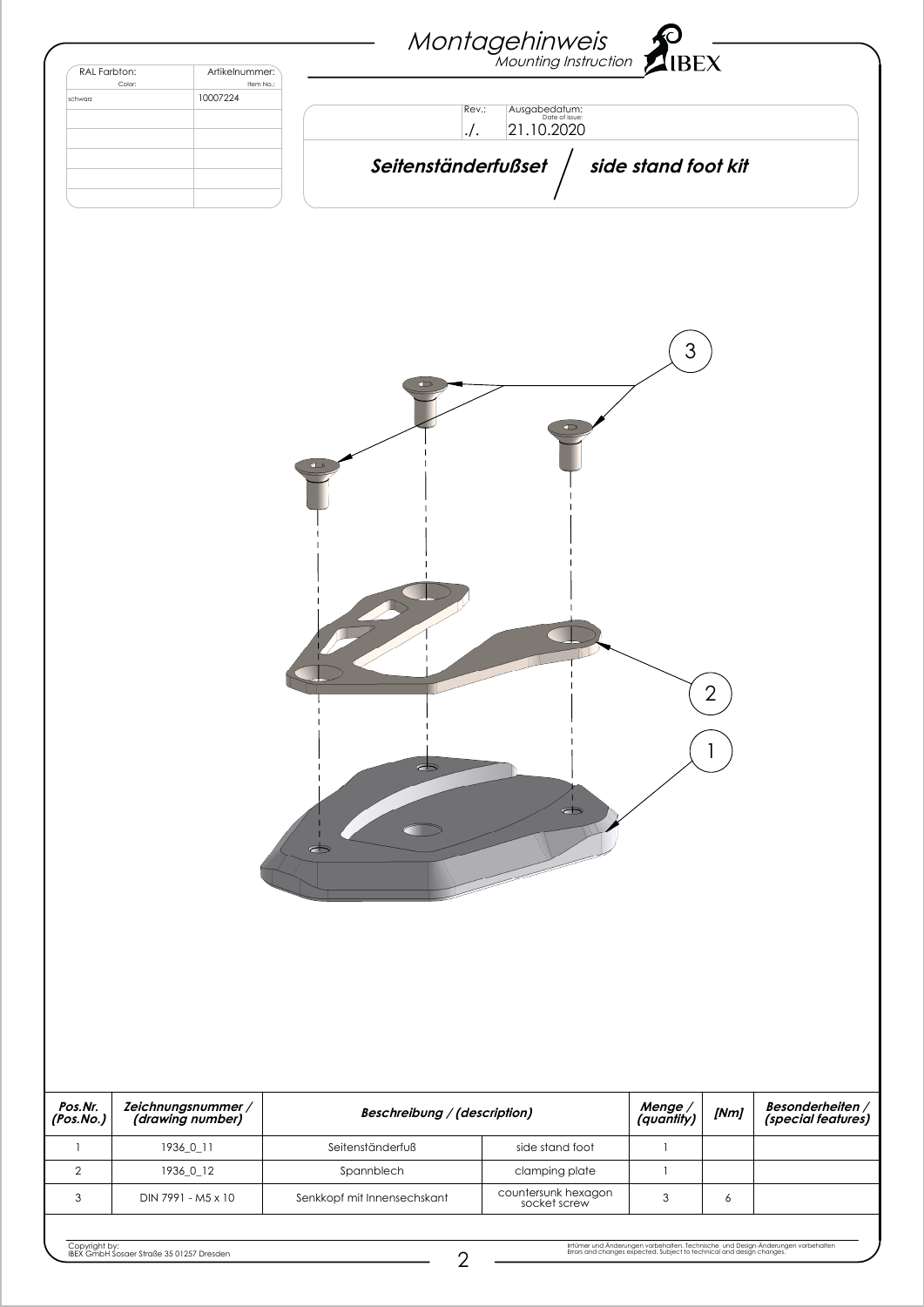# Montagehinweis

*Mounting Instruction*

IBEX

| RAL Farbton: (Color:) | Artikelnummer: (Item No.:) |
|---|---|
| schwarz | 10007224 |
| | |
| | |
| | |
| | |

| Rev.: | Ausgabedatum: (Date of issue:) |
|---|---|
| ./. | 21.10.2020 |

## *Seitenständerfußset / side stand foot kit*

3

2

1

| Pos.Nr. (Pos.No.) | Zeichnungsnummer / (drawing number) | Beschreibung / (description) | | Menge / (quantity) | [Nm] | Besonderheiten / (special features) |
|---|---|---|---|---|---|---|
| 1 | 1936_0_11 | Seitenständerfuß | side stand foot | 1 | | |
| 2 | 1936_0_12 | Spannblech | clamping plate | 1 | | |
| 3 | DIN 7991 - M5 x 10 | Senkkopf mit Innensechskant | countersunk hexagon socket screw | 3 | 6 | |

Copyright by:
IBEX GmbH Sosaer Straße 35 01257 Dresden

Irrtümer und Änderungen vorbehalten. Technische und Design-Änderungen vorbehalten
Errors and changes expected. Subject to technical and design changes.